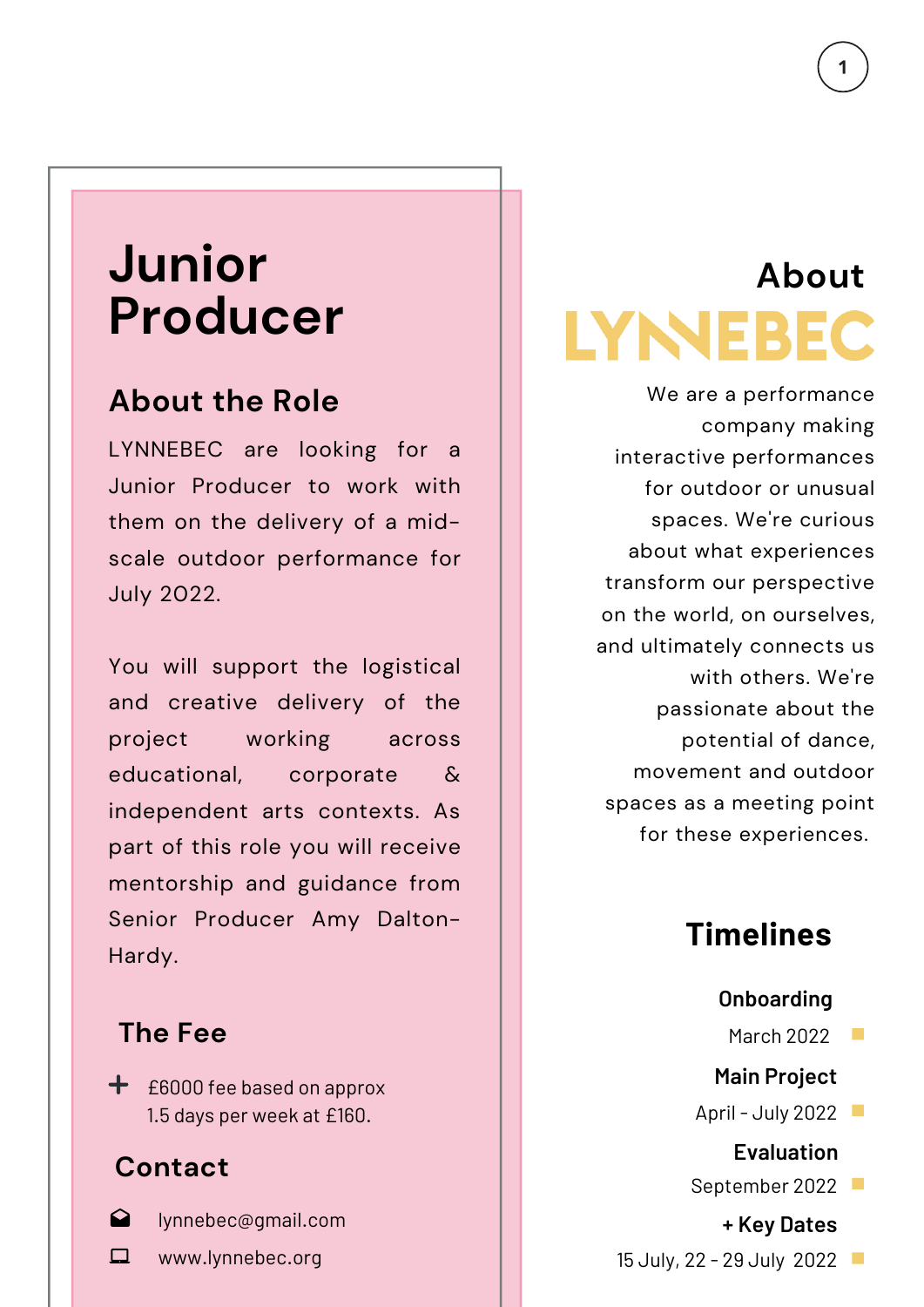# Junior Producer

## About the Role

LYNNEBEC are looking for a Junior Producer to work with them on the delivery of a mid-scale outdoor performance for July 2022.

You will support the logistical and creative delivery of the project working across educational, corporate & independent arts contexts. As part of this role you will receive mentorship and guidance from Senior Producer Amy Dalton-Hardy.

## The Fee

+ £6000 fee based on approx 1.5 days per week at £160.

## Contact

- lynnebec@gmail.com
- www.lynnebec.org

## About LYNNEBEC

We are a performance company making interactive performances for outdoor or unusual spaces. We're curious about what experiences transform our perspective on the world, on ourselves, and ultimately connects us with others. We're passionate about the potential of dance, movement and outdoor spaces as a meeting point for these experiences.

## Timelines

**Onboarding**
March 2022

**Main Project**
April - July 2022

**Evaluation**
September 2022

**+ Key Dates**
15 July, 22 - 29 July 2022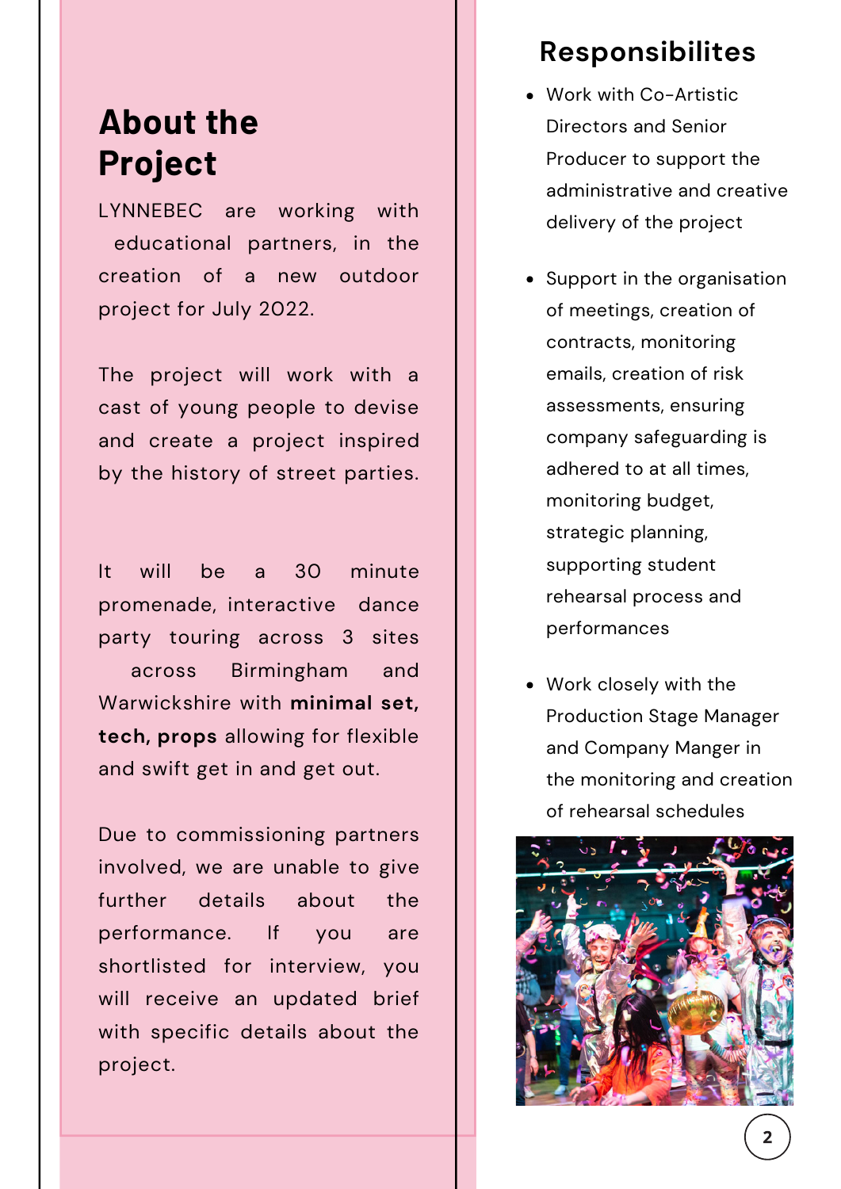## About the Project

LYNNEBEC are working with educational partners, in the creation of a new outdoor project for July 2022.

The project will work with a cast of young people to devise and create a project inspired by the history of street parties.

It will be a 30 minute promenade, interactive dance party touring across 3 sites across Birmingham and Warwickshire with **minimal set, tech, props** allowing for flexible and swift get in and get out.

Due to commissioning partners involved, we are unable to give further details about the performance. If you are shortlisted for interview, you will receive an updated brief with specific details about the project.

## Responsibilites

- Work with Co-Artistic Directors and Senior Producer to support the administrative and creative delivery of the project
- Support in the organisation of meetings, creation of contracts, monitoring emails, creation of risk assessments, ensuring company safeguarding is adhered to at all times, monitoring budget, strategic planning, supporting student rehearsal process and performances
- Work closely with the Production Stage Manager and Company Manger in the monitoring and creation of rehearsal schedules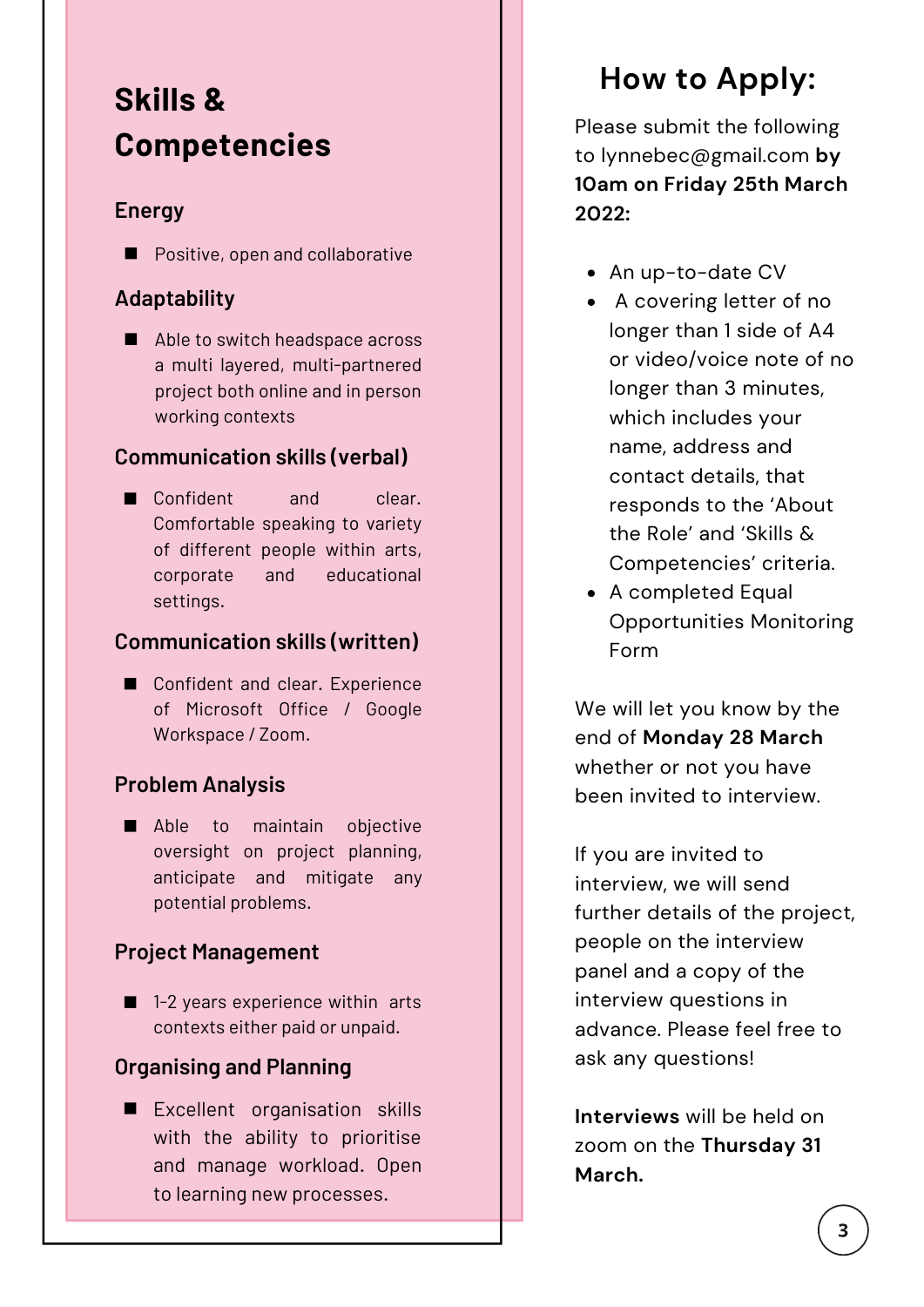## Skills & Competencies

### Energy

- Positive, open and collaborative

### Adaptability

- Able to switch headspace across a multi layered, multi-partnered project both online and in person working contexts

### Communication skills (verbal)

- Confident and clear. Comfortable speaking to variety of different people within arts, corporate and educational settings.

### Communication skills (written)

- Confident and clear. Experience of Microsoft Office / Google Workspace / Zoom.

### Problem Analysis

- Able to maintain objective oversight on project planning, anticipate and mitigate any potential problems.

### Project Management

- 1-2 years experience within arts contexts either paid or unpaid.

### Organising and Planning

- Excellent organisation skills with the ability to prioritise and manage workload. Open to learning new processes.

## How to Apply:

Please submit the following to lynnebec@gmail.com **by 10am on Friday 25th March 2022:**

- An up-to-date CV
- A covering letter of no longer than 1 side of A4 or video/voice note of no longer than 3 minutes, which includes your name, address and contact details, that responds to the 'About the Role' and 'Skills & Competencies' criteria.
- A completed Equal Opportunities Monitoring Form

We will let you know by the end of **Monday 28 March** whether or not you have been invited to interview.

If you are invited to interview, we will send further details of the project, people on the interview panel and a copy of the interview questions in advance. Please feel free to ask any questions!

**Interviews** will be held on zoom on the **Thursday 31 March.**